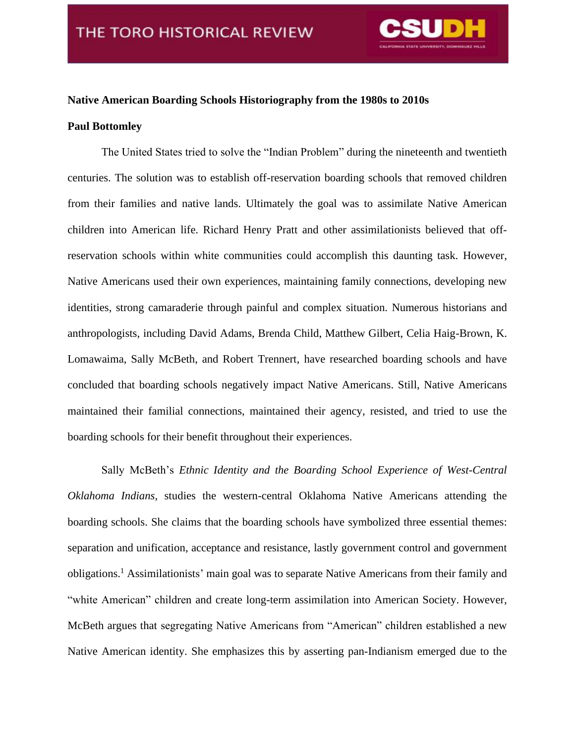**Native American Boarding Schools Historiography from the 1980s to 2010s**

**Paul Bottomley**

The United States tried to solve the "Indian Problem" during the nineteenth and twentieth centuries. The solution was to establish off-reservation boarding schools that removed children from their families and native lands. Ultimately the goal was to assimilate Native American children into American life. Richard Henry Pratt and other assimilationists believed that off-reservation schools within white communities could accomplish this daunting task. However, Native Americans used their own experiences, maintaining family connections, developing new identities, strong camaraderie through painful and complex situation. Numerous historians and anthropologists, including David Adams, Brenda Child, Matthew Gilbert, Celia Haig-Brown, K. Lomawaima, Sally McBeth, and Robert Trennert, have researched boarding schools and have concluded that boarding schools negatively impact Native Americans. Still, Native Americans maintained their familial connections, maintained their agency, resisted, and tried to use the boarding schools for their benefit throughout their experiences.

Sally McBeth's *Ethnic Identity and the Boarding School Experience of West-Central Oklahoma Indians*, studies the western-central Oklahoma Native Americans attending the boarding schools. She claims that the boarding schools have symbolized three essential themes: separation and unification, acceptance and resistance, lastly government control and government obligations.[1] Assimilationists' main goal was to separate Native Americans from their family and "white American" children and create long-term assimilation into American Society. However, McBeth argues that segregating Native Americans from "American" children established a new Native American identity. She emphasizes this by asserting pan-Indianism emerged due to the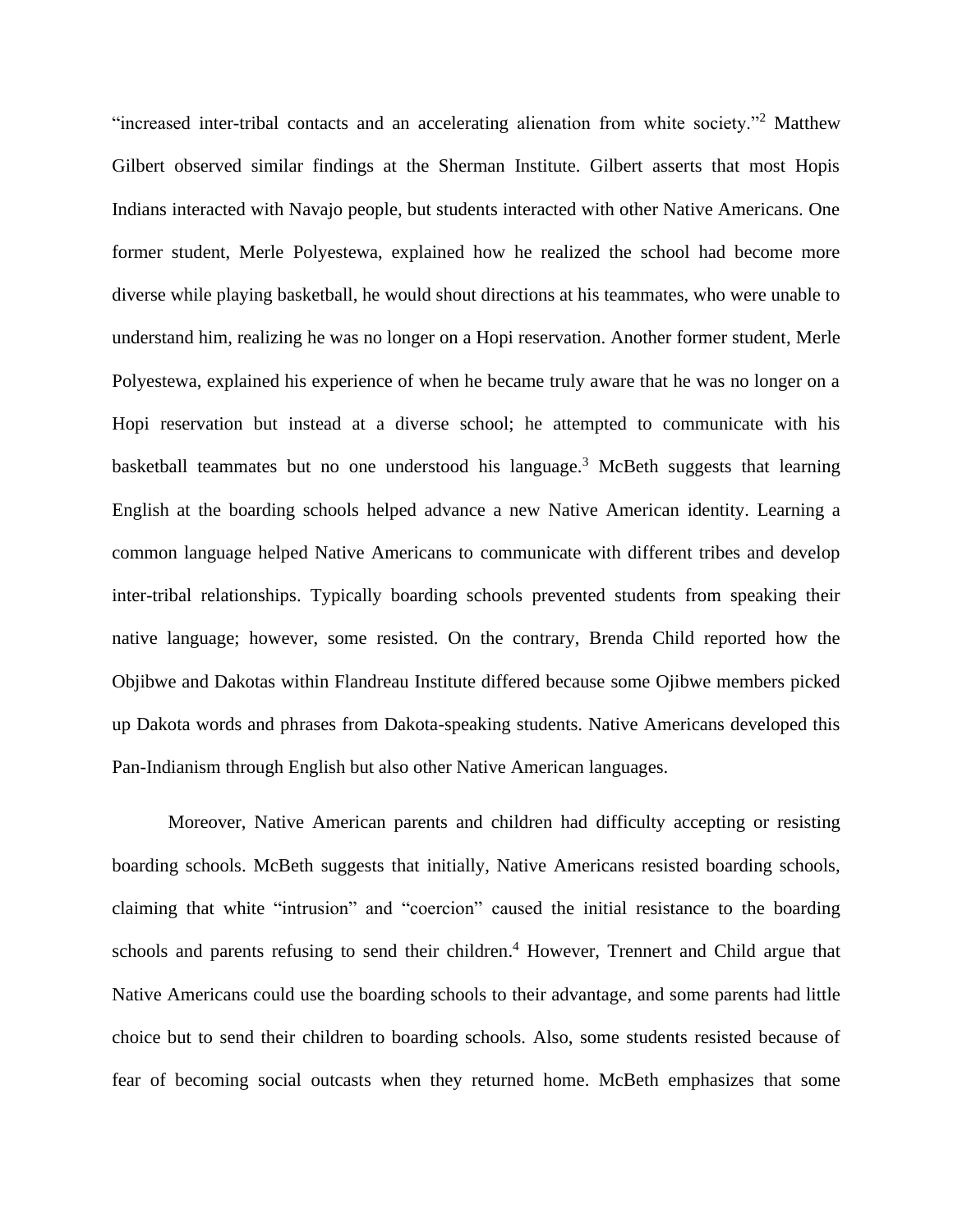"increased inter-tribal contacts and an accelerating alienation from white society."[2] Matthew Gilbert observed similar findings at the Sherman Institute. Gilbert asserts that most Hopis Indians interacted with Navajo people, but students interacted with other Native Americans. One former student, Merle Polyestewa, explained how he realized the school had become more diverse while playing basketball, he would shout directions at his teammates, who were unable to understand him, realizing he was no longer on a Hopi reservation. Another former student, Merle Polyestewa, explained his experience of when he became truly aware that he was no longer on a Hopi reservation but instead at a diverse school; he attempted to communicate with his basketball teammates but no one understood his language.[3] McBeth suggests that learning English at the boarding schools helped advance a new Native American identity. Learning a common language helped Native Americans to communicate with different tribes and develop inter-tribal relationships. Typically boarding schools prevented students from speaking their native language; however, some resisted. On the contrary, Brenda Child reported how the Objibwe and Dakotas within Flandreau Institute differed because some Ojibwe members picked up Dakota words and phrases from Dakota-speaking students. Native Americans developed this Pan-Indianism through English but also other Native American languages.

Moreover, Native American parents and children had difficulty accepting or resisting boarding schools. McBeth suggests that initially, Native Americans resisted boarding schools, claiming that white "intrusion" and "coercion" caused the initial resistance to the boarding schools and parents refusing to send their children.[4] However, Trennert and Child argue that Native Americans could use the boarding schools to their advantage, and some parents had little choice but to send their children to boarding schools. Also, some students resisted because of fear of becoming social outcasts when they returned home. McBeth emphasizes that some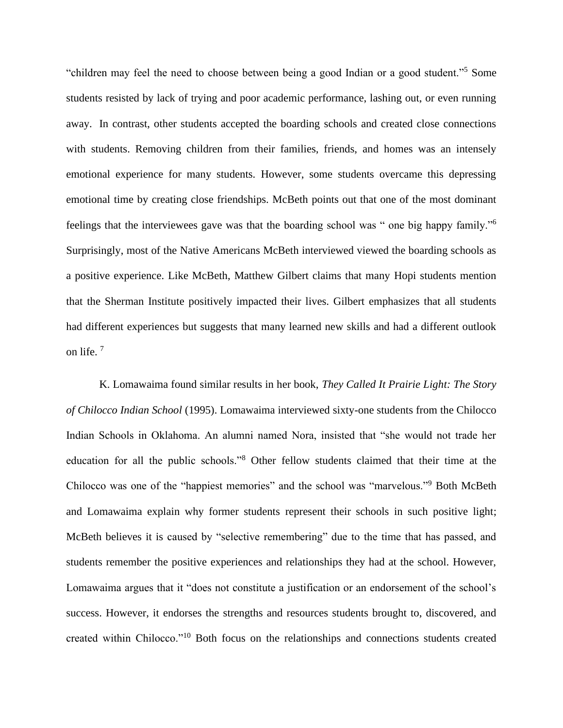"children may feel the need to choose between being a good Indian or a good student."[5] Some students resisted by lack of trying and poor academic performance, lashing out, or even running away. In contrast, other students accepted the boarding schools and created close connections with students. Removing children from their families, friends, and homes was an intensely emotional experience for many students. However, some students overcame this depressing emotional time by creating close friendships. McBeth points out that one of the most dominant feelings that the interviewees gave was that the boarding school was " one big happy family."[6] Surprisingly, most of the Native Americans McBeth interviewed viewed the boarding schools as a positive experience. Like McBeth, Matthew Gilbert claims that many Hopi students mention that the Sherman Institute positively impacted their lives. Gilbert emphasizes that all students had different experiences but suggests that many learned new skills and had a different outlook on life. [7]

K. Lomawaima found similar results in her book, *They Called It Prairie Light: The Story of Chilocco Indian School* (1995). Lomawaima interviewed sixty-one students from the Chilocco Indian Schools in Oklahoma. An alumni named Nora, insisted that "she would not trade her education for all the public schools."[8] Other fellow students claimed that their time at the Chilocco was one of the "happiest memories" and the school was "marvelous."[9] Both McBeth and Lomawaima explain why former students represent their schools in such positive light; McBeth believes it is caused by "selective remembering" due to the time that has passed, and students remember the positive experiences and relationships they had at the school. However, Lomawaima argues that it "does not constitute a justification or an endorsement of the school's success. However, it endorses the strengths and resources students brought to, discovered, and created within Chilocco."[10] Both focus on the relationships and connections students created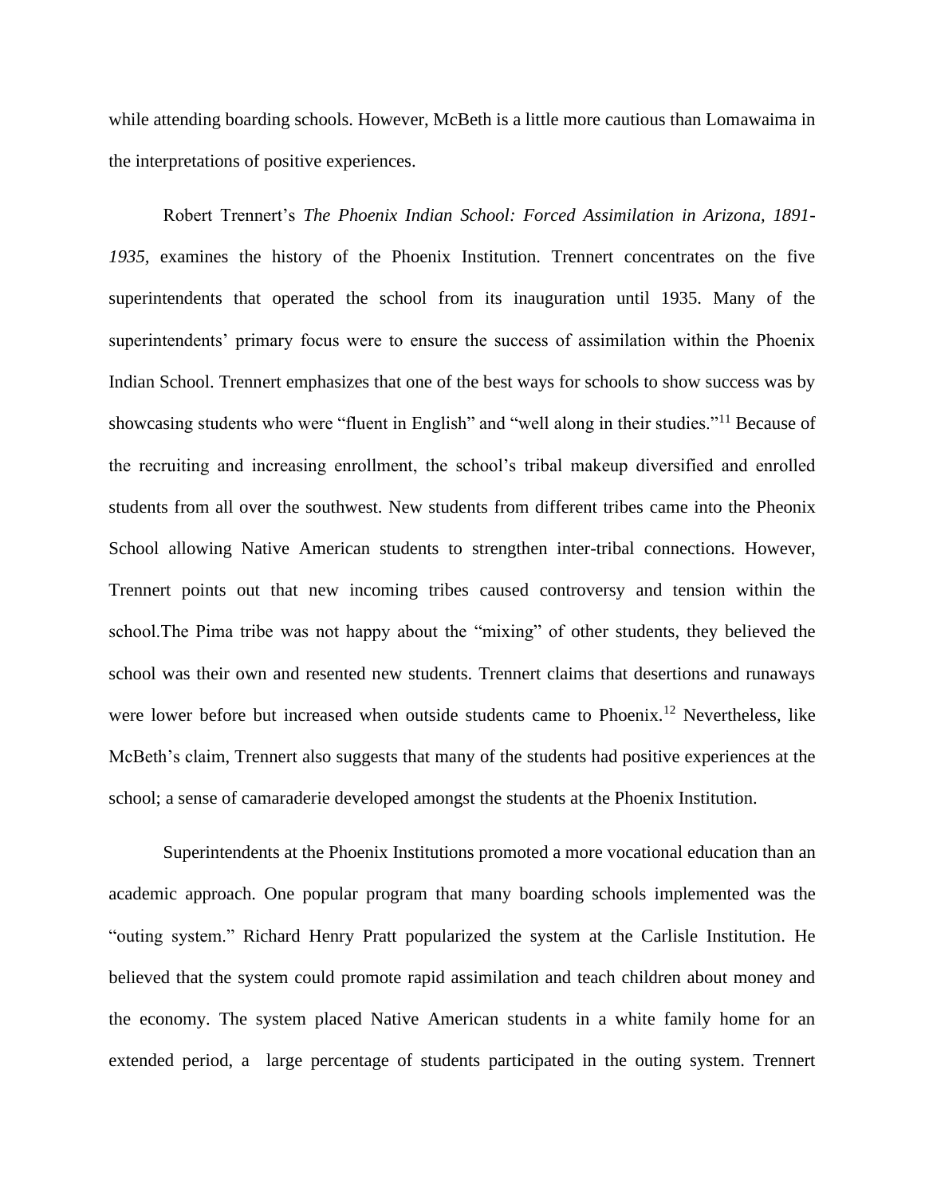while attending boarding schools. However, McBeth is a little more cautious than Lomawaima in the interpretations of positive experiences.

Robert Trennert's *The Phoenix Indian School: Forced Assimilation in Arizona, 1891-1935,* examines the history of the Phoenix Institution. Trennert concentrates on the five superintendents that operated the school from its inauguration until 1935. Many of the superintendents' primary focus were to ensure the success of assimilation within the Phoenix Indian School. Trennert emphasizes that one of the best ways for schools to show success was by showcasing students who were "fluent in English" and "well along in their studies."[11] Because of the recruiting and increasing enrollment, the school's tribal makeup diversified and enrolled students from all over the southwest. New students from different tribes came into the Pheonix School allowing Native American students to strengthen inter-tribal connections. However, Trennert points out that new incoming tribes caused controversy and tension within the school.The Pima tribe was not happy about the "mixing" of other students, they believed the school was their own and resented new students. Trennert claims that desertions and runaways were lower before but increased when outside students came to Phoenix.[12] Nevertheless, like McBeth's claim, Trennert also suggests that many of the students had positive experiences at the school; a sense of camaraderie developed amongst the students at the Phoenix Institution.

Superintendents at the Phoenix Institutions promoted a more vocational education than an academic approach. One popular program that many boarding schools implemented was the "outing system." Richard Henry Pratt popularized the system at the Carlisle Institution. He believed that the system could promote rapid assimilation and teach children about money and the economy. The system placed Native American students in a white family home for an extended period, a large percentage of students participated in the outing system. Trennert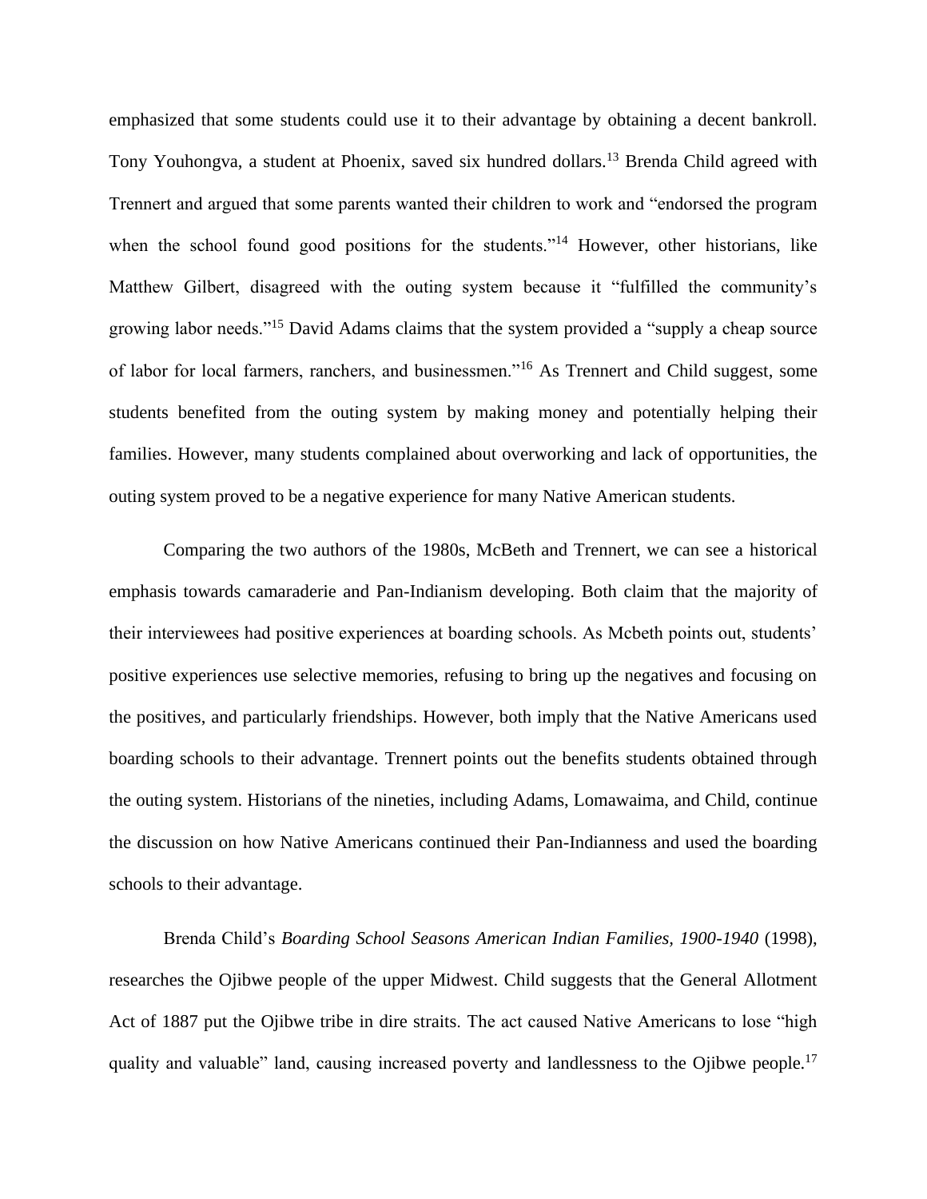emphasized that some students could use it to their advantage by obtaining a decent bankroll. Tony Youhongva, a student at Phoenix, saved six hundred dollars.[13] Brenda Child agreed with Trennert and argued that some parents wanted their children to work and "endorsed the program when the school found good positions for the students."[14] However, other historians, like Matthew Gilbert, disagreed with the outing system because it "fulfilled the community's growing labor needs."[15] David Adams claims that the system provided a "supply a cheap source of labor for local farmers, ranchers, and businessmen."[16] As Trennert and Child suggest, some students benefited from the outing system by making money and potentially helping their families. However, many students complained about overworking and lack of opportunities, the outing system proved to be a negative experience for many Native American students.

Comparing the two authors of the 1980s, McBeth and Trennert, we can see a historical emphasis towards camaraderie and Pan-Indianism developing. Both claim that the majority of their interviewees had positive experiences at boarding schools. As Mcbeth points out, students' positive experiences use selective memories, refusing to bring up the negatives and focusing on the positives, and particularly friendships. However, both imply that the Native Americans used boarding schools to their advantage. Trennert points out the benefits students obtained through the outing system. Historians of the nineties, including Adams, Lomawaima, and Child, continue the discussion on how Native Americans continued their Pan-Indianness and used the boarding schools to their advantage.

Brenda Child's *Boarding School Seasons American Indian Families, 1900-1940* (1998), researches the Ojibwe people of the upper Midwest. Child suggests that the General Allotment Act of 1887 put the Ojibwe tribe in dire straits. The act caused Native Americans to lose "high quality and valuable" land, causing increased poverty and landlessness to the Ojibwe people.[17]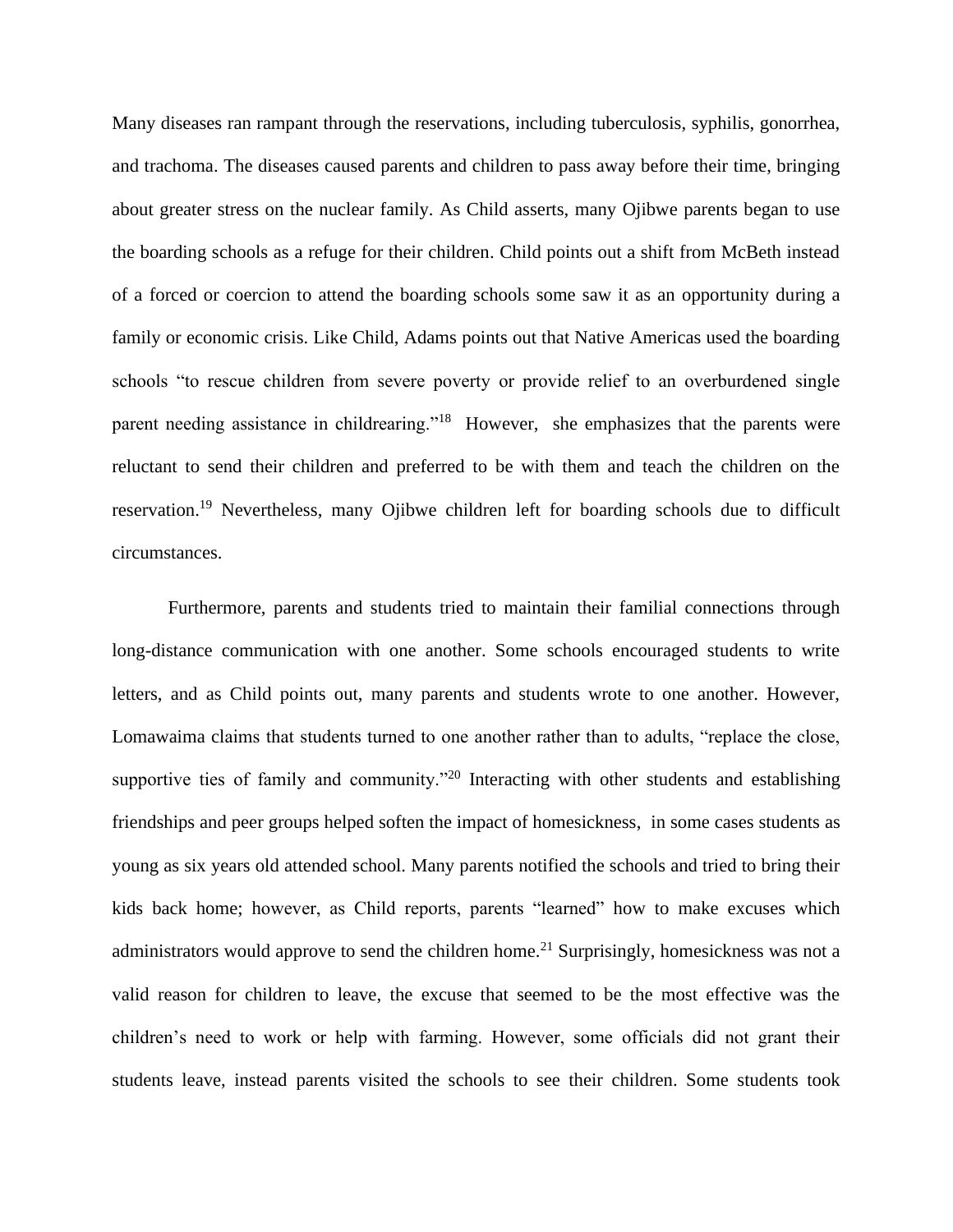Many diseases ran rampant through the reservations, including tuberculosis, syphilis, gonorrhea, and trachoma. The diseases caused parents and children to pass away before their time, bringing about greater stress on the nuclear family. As Child asserts, many Ojibwe parents began to use the boarding schools as a refuge for their children. Child points out a shift from McBeth instead of a forced or coercion to attend the boarding schools some saw it as an opportunity during a family or economic crisis. Like Child, Adams points out that Native Americas used the boarding schools "to rescue children from severe poverty or provide relief to an overburdened single parent needing assistance in childrearing."[18] However, she emphasizes that the parents were reluctant to send their children and preferred to be with them and teach the children on the reservation.[19] Nevertheless, many Ojibwe children left for boarding schools due to difficult circumstances.

Furthermore, parents and students tried to maintain their familial connections through long-distance communication with one another. Some schools encouraged students to write letters, and as Child points out, many parents and students wrote to one another. However, Lomawaima claims that students turned to one another rather than to adults, "replace the close, supportive ties of family and community."[20] Interacting with other students and establishing friendships and peer groups helped soften the impact of homesickness, in some cases students as young as six years old attended school. Many parents notified the schools and tried to bring their kids back home; however, as Child reports, parents "learned" how to make excuses which administrators would approve to send the children home.[21] Surprisingly, homesickness was not a valid reason for children to leave, the excuse that seemed to be the most effective was the children's need to work or help with farming. However, some officials did not grant their students leave, instead parents visited the schools to see their children. Some students took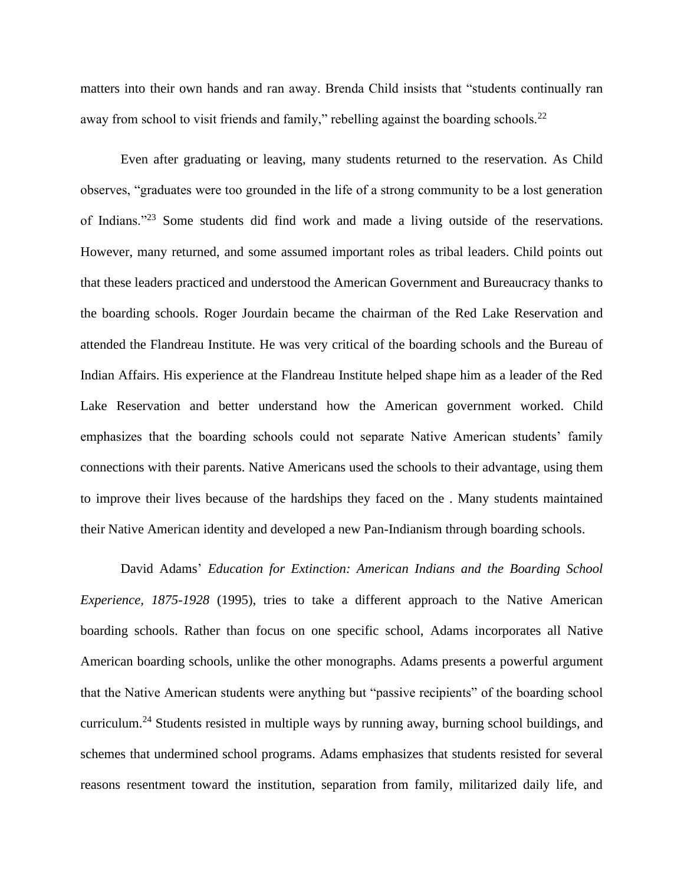matters into their own hands and ran away. Brenda Child insists that "students continually ran away from school to visit friends and family," rebelling against the boarding schools.[22]

Even after graduating or leaving, many students returned to the reservation. As Child observes, "graduates were too grounded in the life of a strong community to be a lost generation of Indians."[23] Some students did find work and made a living outside of the reservations. However, many returned, and some assumed important roles as tribal leaders. Child points out that these leaders practiced and understood the American Government and Bureaucracy thanks to the boarding schools. Roger Jourdain became the chairman of the Red Lake Reservation and attended the Flandreau Institute. He was very critical of the boarding schools and the Bureau of Indian Affairs. His experience at the Flandreau Institute helped shape him as a leader of the Red Lake Reservation and better understand how the American government worked. Child emphasizes that the boarding schools could not separate Native American students' family connections with their parents. Native Americans used the schools to their advantage, using them to improve their lives because of the hardships they faced on the . Many students maintained their Native American identity and developed a new Pan-Indianism through boarding schools.

David Adams' *Education for Extinction: American Indians and the Boarding School Experience, 1875-1928* (1995), tries to take a different approach to the Native American boarding schools. Rather than focus on one specific school, Adams incorporates all Native American boarding schools, unlike the other monographs. Adams presents a powerful argument that the Native American students were anything but "passive recipients" of the boarding school curriculum.[24] Students resisted in multiple ways by running away, burning school buildings, and schemes that undermined school programs. Adams emphasizes that students resisted for several reasons resentment toward the institution, separation from family, militarized daily life, and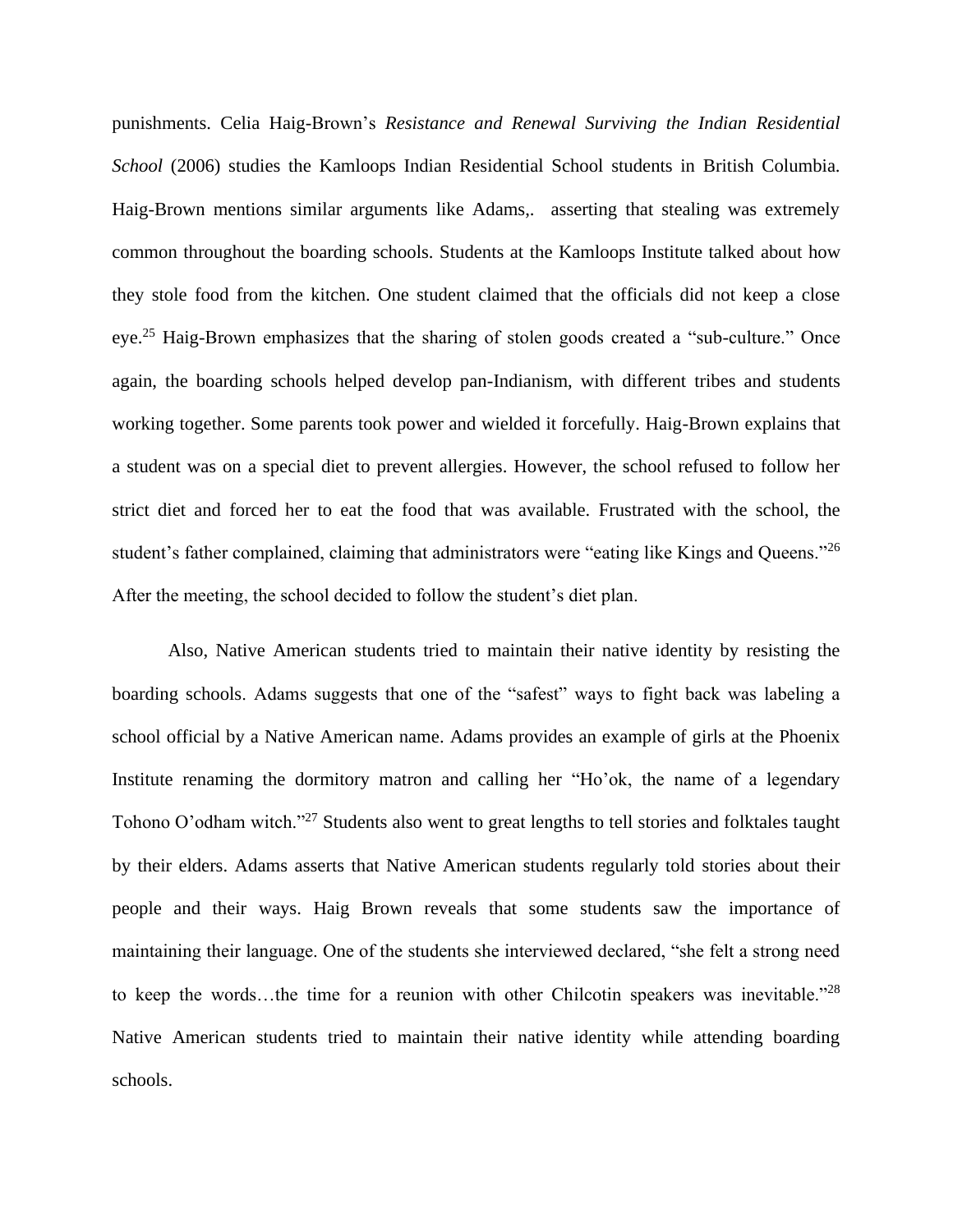punishments. Celia Haig-Brown's *Resistance and Renewal Surviving the Indian Residential School* (2006) studies the Kamloops Indian Residential School students in British Columbia. Haig-Brown mentions similar arguments like Adams,. asserting that stealing was extremely common throughout the boarding schools. Students at the Kamloops Institute talked about how they stole food from the kitchen. One student claimed that the officials did not keep a close eye.[25] Haig-Brown emphasizes that the sharing of stolen goods created a "sub-culture." Once again, the boarding schools helped develop pan-Indianism, with different tribes and students working together. Some parents took power and wielded it forcefully. Haig-Brown explains that a student was on a special diet to prevent allergies. However, the school refused to follow her strict diet and forced her to eat the food that was available. Frustrated with the school, the student's father complained, claiming that administrators were "eating like Kings and Queens."[26] After the meeting, the school decided to follow the student's diet plan.

Also, Native American students tried to maintain their native identity by resisting the boarding schools. Adams suggests that one of the "safest" ways to fight back was labeling a school official by a Native American name. Adams provides an example of girls at the Phoenix Institute renaming the dormitory matron and calling her "Ho'ok, the name of a legendary Tohono O'odham witch."[27] Students also went to great lengths to tell stories and folktales taught by their elders. Adams asserts that Native American students regularly told stories about their people and their ways. Haig Brown reveals that some students saw the importance of maintaining their language. One of the students she interviewed declared, "she felt a strong need to keep the words…the time for a reunion with other Chilcotin speakers was inevitable."[28] Native American students tried to maintain their native identity while attending boarding schools.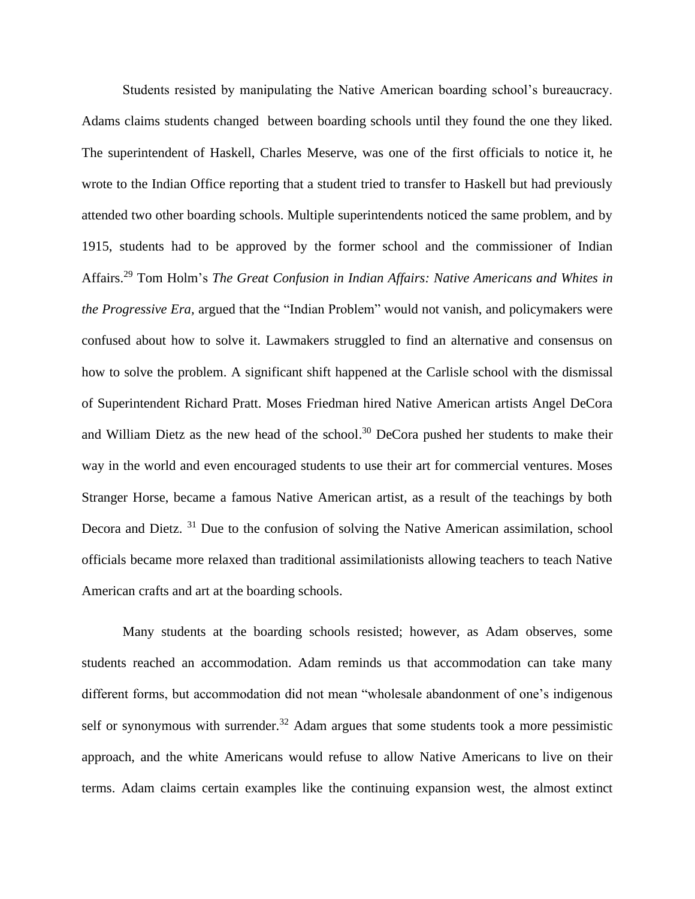Students resisted by manipulating the Native American boarding school's bureaucracy. Adams claims students changed  between boarding schools until they found the one they liked. The superintendent of Haskell, Charles Meserve, was one of the first officials to notice it, he wrote to the Indian Office reporting that a student tried to transfer to Haskell but had previously attended two other boarding schools. Multiple superintendents noticed the same problem, and by 1915, students had to be approved by the former school and the commissioner of Indian Affairs.[29] Tom Holm's *The Great Confusion in Indian Affairs: Native Americans and Whites in the Progressive Era,* argued that the "Indian Problem" would not vanish, and policymakers were confused about how to solve it. Lawmakers struggled to find an alternative and consensus on how to solve the problem. A significant shift happened at the Carlisle school with the dismissal of Superintendent Richard Pratt. Moses Friedman hired Native American artists Angel DeCora and William Dietz as the new head of the school.[30] DeCora pushed her students to make their way in the world and even encouraged students to use their art for commercial ventures. Moses Stranger Horse, became a famous Native American artist, as a result of the teachings by both Decora and Dietz. [31] Due to the confusion of solving the Native American assimilation, school officials became more relaxed than traditional assimilationists allowing teachers to teach Native American crafts and art at the boarding schools.

Many students at the boarding schools resisted; however, as Adam observes, some students reached an accommodation. Adam reminds us that accommodation can take many different forms, but accommodation did not mean "wholesale abandonment of one's indigenous self or synonymous with surrender.[32] Adam argues that some students took a more pessimistic approach, and the white Americans would refuse to allow Native Americans to live on their terms. Adam claims certain examples like the continuing expansion west, the almost extinct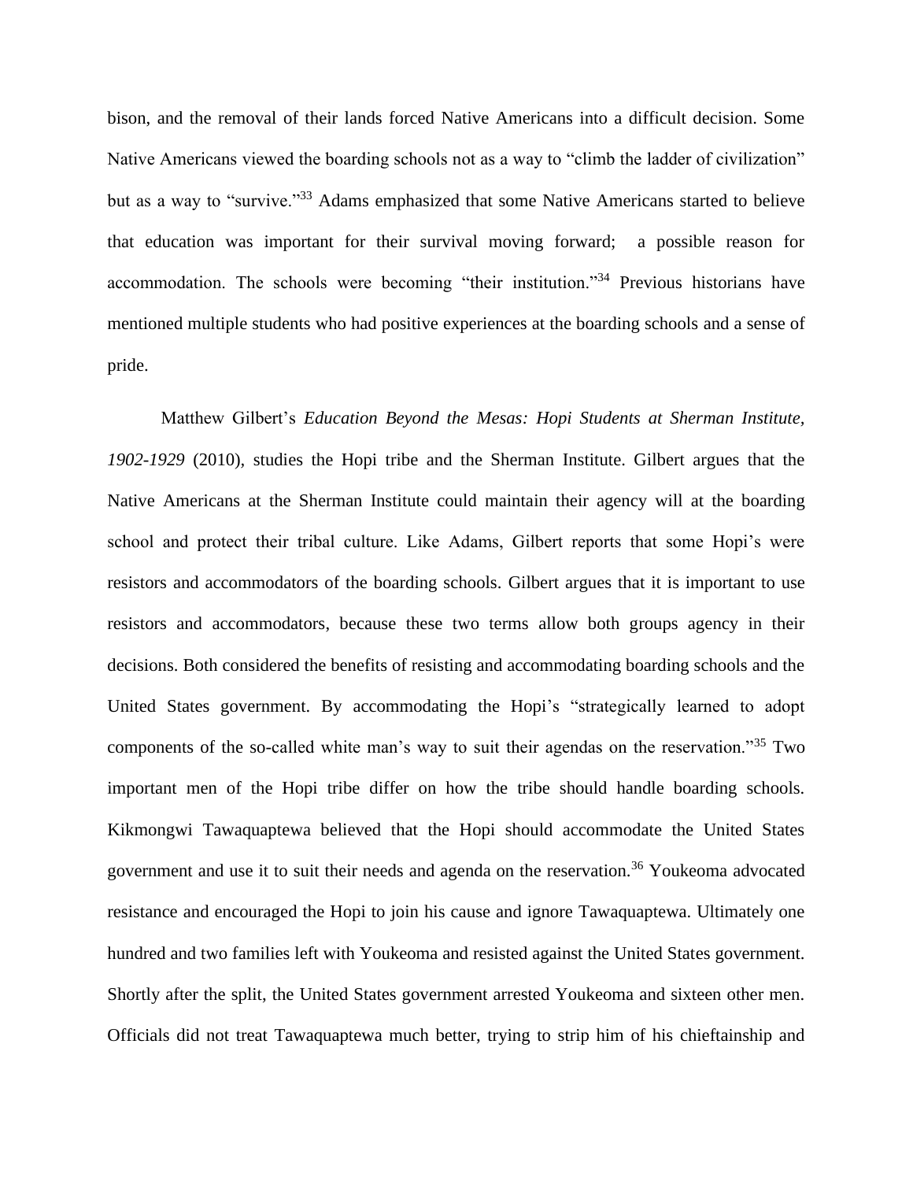bison, and the removal of their lands forced Native Americans into a difficult decision. Some Native Americans viewed the boarding schools not as a way to "climb the ladder of civilization" but as a way to "survive."[33] Adams emphasized that some Native Americans started to believe that education was important for their survival moving forward; a possible reason for accommodation. The schools were becoming "their institution."[34] Previous historians have mentioned multiple students who had positive experiences at the boarding schools and a sense of pride.

Matthew Gilbert's *Education Beyond the Mesas: Hopi Students at Sherman Institute, 1902-1929* (2010), studies the Hopi tribe and the Sherman Institute. Gilbert argues that the Native Americans at the Sherman Institute could maintain their agency will at the boarding school and protect their tribal culture. Like Adams, Gilbert reports that some Hopi's were resistors and accommodators of the boarding schools. Gilbert argues that it is important to use resistors and accommodators, because these two terms allow both groups agency in their decisions. Both considered the benefits of resisting and accommodating boarding schools and the United States government. By accommodating the Hopi's "strategically learned to adopt components of the so-called white man's way to suit their agendas on the reservation."[35] Two important men of the Hopi tribe differ on how the tribe should handle boarding schools. Kikmongwi Tawaquaptewa believed that the Hopi should accommodate the United States government and use it to suit their needs and agenda on the reservation.[36] Youkeoma advocated resistance and encouraged the Hopi to join his cause and ignore Tawaquaptewa. Ultimately one hundred and two families left with Youkeoma and resisted against the United States government. Shortly after the split, the United States government arrested Youkeoma and sixteen other men. Officials did not treat Tawaquaptewa much better, trying to strip him of his chieftainship and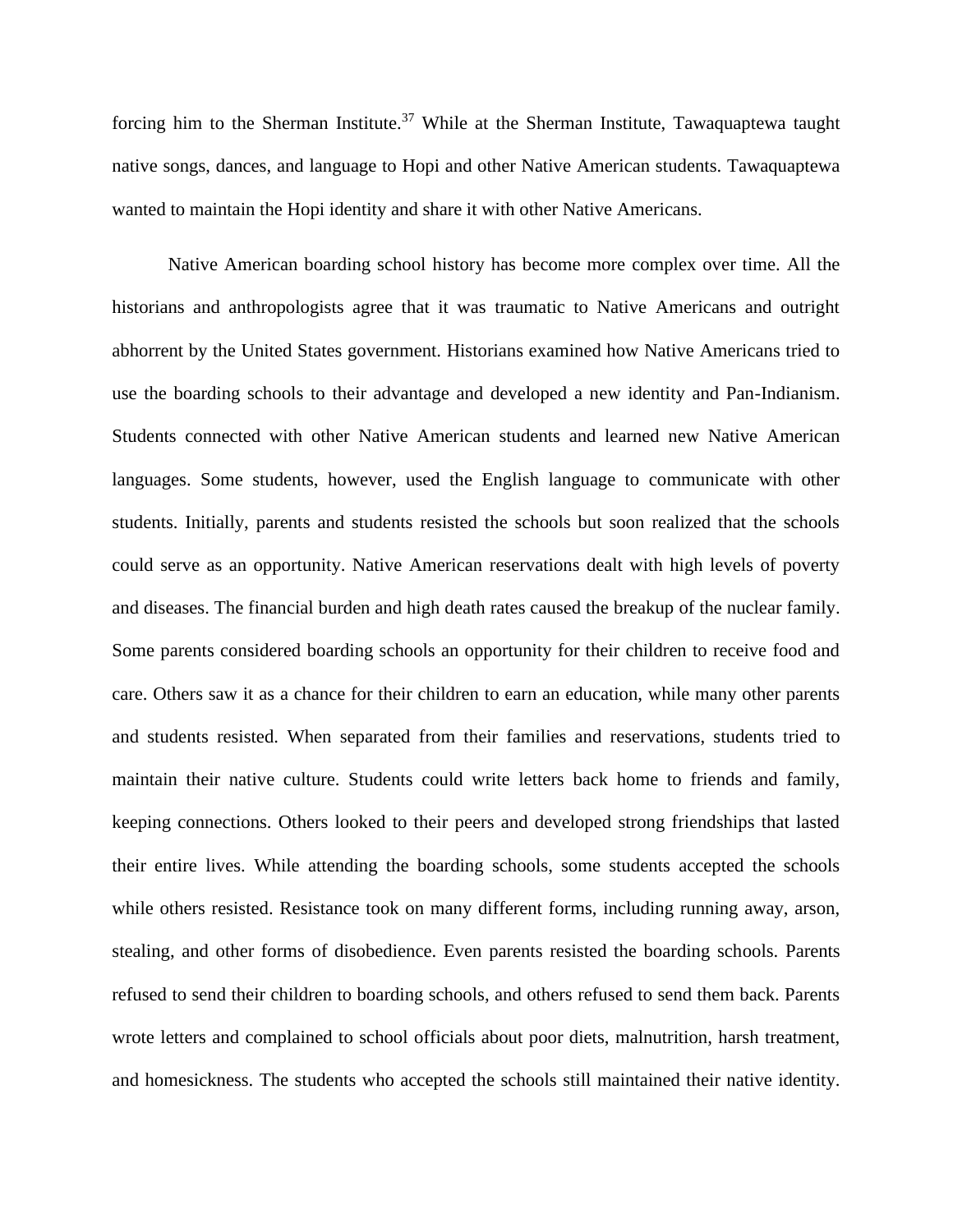forcing him to the Sherman Institute.[37] While at the Sherman Institute, Tawaquaptewa taught native songs, dances, and language to Hopi and other Native American students. Tawaquaptewa wanted to maintain the Hopi identity and share it with other Native Americans.

Native American boarding school history has become more complex over time. All the historians and anthropologists agree that it was traumatic to Native Americans and outright abhorrent by the United States government. Historians examined how Native Americans tried to use the boarding schools to their advantage and developed a new identity and Pan-Indianism. Students connected with other Native American students and learned new Native American languages. Some students, however, used the English language to communicate with other students. Initially, parents and students resisted the schools but soon realized that the schools could serve as an opportunity. Native American reservations dealt with high levels of poverty and diseases. The financial burden and high death rates caused the breakup of the nuclear family. Some parents considered boarding schools an opportunity for their children to receive food and care. Others saw it as a chance for their children to earn an education, while many other parents and students resisted. When separated from their families and reservations, students tried to maintain their native culture. Students could write letters back home to friends and family, keeping connections. Others looked to their peers and developed strong friendships that lasted their entire lives. While attending the boarding schools, some students accepted the schools while others resisted. Resistance took on many different forms, including running away, arson, stealing, and other forms of disobedience. Even parents resisted the boarding schools. Parents refused to send their children to boarding schools, and others refused to send them back. Parents wrote letters and complained to school officials about poor diets, malnutrition, harsh treatment, and homesickness. The students who accepted the schools still maintained their native identity.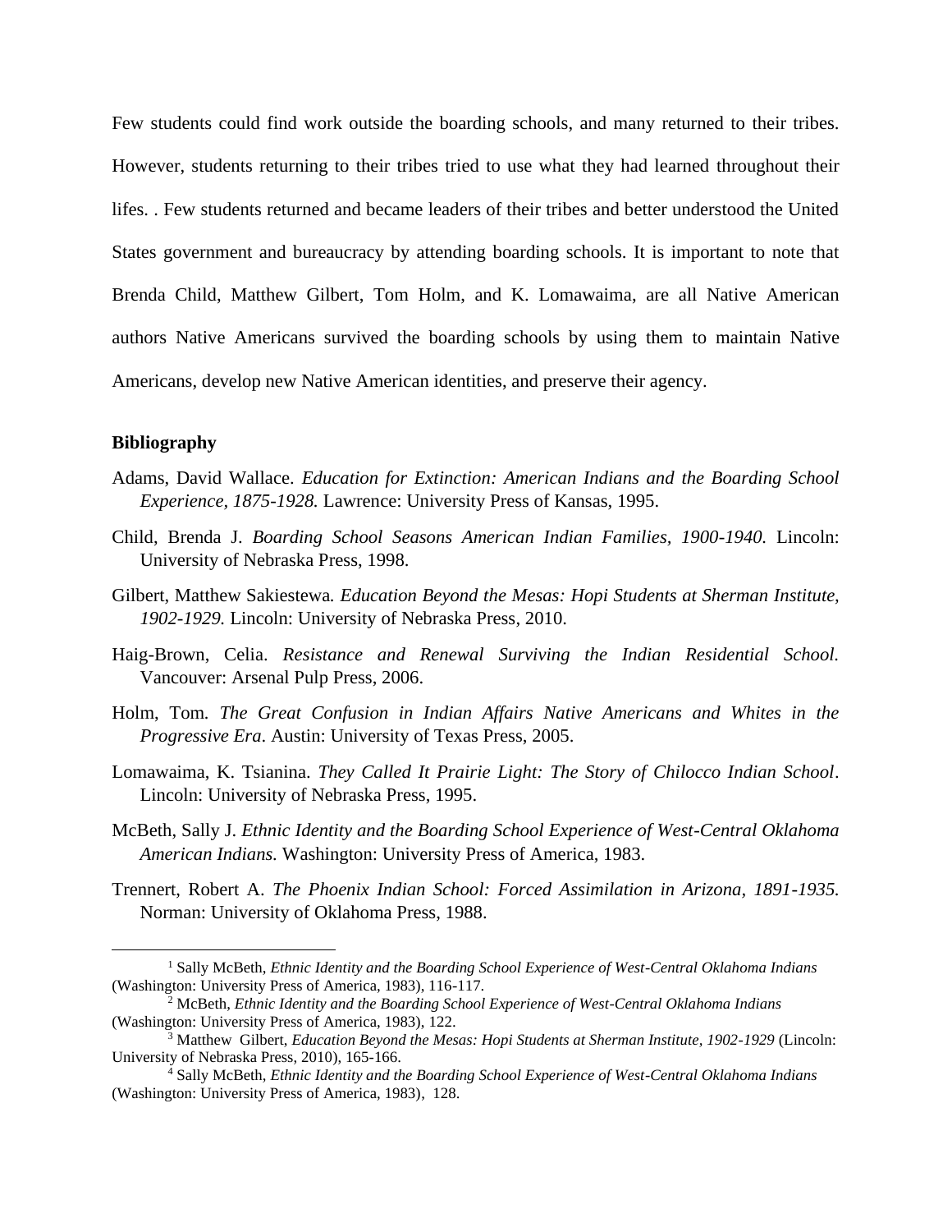Few students could find work outside the boarding schools, and many returned to their tribes. However, students returning to their tribes tried to use what they had learned throughout their lifes. . Few students returned and became leaders of their tribes and better understood the United States government and bureaucracy by attending boarding schools. It is important to note that Brenda Child, Matthew Gilbert, Tom Holm, and K. Lomawaima, are all Native American authors Native Americans survived the boarding schools by using them to maintain Native Americans, develop new Native American identities, and preserve their agency.

**Bibliography**

Adams, David Wallace. *Education for Extinction: American Indians and the Boarding School Experience, 1875-1928.* Lawrence: University Press of Kansas, 1995.

Child, Brenda J. *Boarding School Seasons American Indian Families, 1900-1940.* Lincoln: University of Nebraska Press, 1998.

Gilbert, Matthew Sakiestewa. *Education Beyond the Mesas: Hopi Students at Sherman Institute, 1902-1929.* Lincoln: University of Nebraska Press, 2010.

Haig-Brown, Celia. *Resistance and Renewal Surviving the Indian Residential School.* Vancouver: Arsenal Pulp Press, 2006.

Holm, Tom. *The Great Confusion in Indian Affairs Native Americans and Whites in the Progressive Era*. Austin: University of Texas Press, 2005.

Lomawaima, K. Tsianina. *They Called It Prairie Light: The Story of Chilocco Indian School*. Lincoln: University of Nebraska Press, 1995.

McBeth, Sally J. *Ethnic Identity and the Boarding School Experience of West-Central Oklahoma American Indians.* Washington: University Press of America, 1983.

Trennert, Robert A. *The Phoenix Indian School: Forced Assimilation in Arizona, 1891-1935.* Norman: University of Oklahoma Press, 1988.

---

[1] Sally McBeth, *Ethnic Identity and the Boarding School Experience of West-Central Oklahoma Indians* (Washington: University Press of America, 1983), 116-117.

[2] McBeth, *Ethnic Identity and the Boarding School Experience of West-Central Oklahoma Indians* (Washington: University Press of America, 1983), 122.

[3] Matthew Gilbert, *Education Beyond the Mesas: Hopi Students at Sherman Institute, 1902-1929* (Lincoln: University of Nebraska Press, 2010), 165-166.

[4] Sally McBeth, *Ethnic Identity and the Boarding School Experience of West-Central Oklahoma Indians* (Washington: University Press of America, 1983), 128.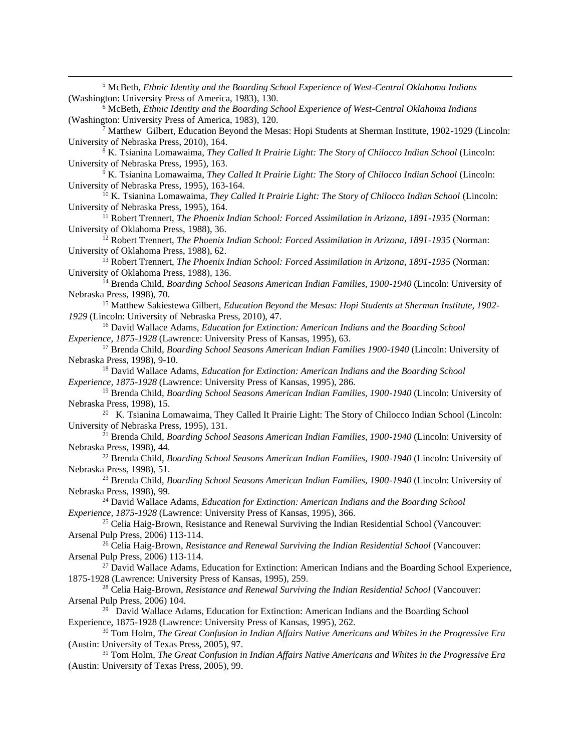[5] McBeth, *Ethnic Identity and the Boarding School Experience of West-Central Oklahoma Indians* (Washington: University Press of America, 1983), 130.

[6] McBeth, *Ethnic Identity and the Boarding School Experience of West-Central Oklahoma Indians* (Washington: University Press of America, 1983), 120.

[7] Matthew Gilbert, Education Beyond the Mesas: Hopi Students at Sherman Institute, 1902-1929 (Lincoln: University of Nebraska Press, 2010), 164.

[8] K. Tsianina Lomawaima, *They Called It Prairie Light: The Story of Chilocco Indian School* (Lincoln: University of Nebraska Press, 1995), 163.

[9] K. Tsianina Lomawaima, *They Called It Prairie Light: The Story of Chilocco Indian School* (Lincoln: University of Nebraska Press, 1995), 163-164.

[10] K. Tsianina Lomawaima, *They Called It Prairie Light: The Story of Chilocco Indian School* (Lincoln: University of Nebraska Press, 1995), 164.

[11] Robert Trennert, *The Phoenix Indian School: Forced Assimilation in Arizona, 1891-1935* (Norman: University of Oklahoma Press, 1988), 36.

[12] Robert Trennert, *The Phoenix Indian School: Forced Assimilation in Arizona, 1891-1935* (Norman: University of Oklahoma Press, 1988), 62.

[13] Robert Trennert, *The Phoenix Indian School: Forced Assimilation in Arizona, 1891-1935* (Norman: University of Oklahoma Press, 1988), 136.

[14] Brenda Child, *Boarding School Seasons American Indian Families, 1900-1940* (Lincoln: University of Nebraska Press, 1998), 70.

[15] Matthew Sakiestewa Gilbert, *Education Beyond the Mesas: Hopi Students at Sherman Institute, 1902-1929* (Lincoln: University of Nebraska Press, 2010), 47.

[16] David Wallace Adams, *Education for Extinction: American Indians and the Boarding School Experience, 1875-1928* (Lawrence: University Press of Kansas, 1995), 63.

[17] Brenda Child, *Boarding School Seasons American Indian Families 1900-1940* (Lincoln: University of Nebraska Press, 1998), 9-10.

[18] David Wallace Adams, *Education for Extinction: American Indians and the Boarding School Experience, 1875-1928* (Lawrence: University Press of Kansas, 1995), 286.

[19] Brenda Child, *Boarding School Seasons American Indian Families, 1900-1940* (Lincoln: University of Nebraska Press, 1998), 15.

[20] K. Tsianina Lomawaima, They Called It Prairie Light: The Story of Chilocco Indian School (Lincoln: University of Nebraska Press, 1995), 131.

[21] Brenda Child, *Boarding School Seasons American Indian Families, 1900-1940* (Lincoln: University of Nebraska Press, 1998), 44.

[22] Brenda Child, *Boarding School Seasons American Indian Families, 1900-1940* (Lincoln: University of Nebraska Press, 1998), 51.

[23] Brenda Child, *Boarding School Seasons American Indian Families, 1900-1940* (Lincoln: University of Nebraska Press, 1998), 99.

[24] David Wallace Adams, *Education for Extinction: American Indians and the Boarding School Experience, 1875-1928* (Lawrence: University Press of Kansas, 1995), 366.

[25] Celia Haig-Brown, Resistance and Renewal Surviving the Indian Residential School (Vancouver: Arsenal Pulp Press, 2006) 113-114.

[26] Celia Haig-Brown, *Resistance and Renewal Surviving the Indian Residential School* (Vancouver: Arsenal Pulp Press, 2006) 113-114.

[27] David Wallace Adams, Education for Extinction: American Indians and the Boarding School Experience, 1875-1928 (Lawrence: University Press of Kansas, 1995), 259.

[28] Celia Haig-Brown, *Resistance and Renewal Surviving the Indian Residential School* (Vancouver: Arsenal Pulp Press, 2006) 104.

[29] David Wallace Adams, Education for Extinction: American Indians and the Boarding School Experience, 1875-1928 (Lawrence: University Press of Kansas, 1995), 262.

[30] Tom Holm, *The Great Confusion in Indian Affairs Native Americans and Whites in the Progressive Era* (Austin: University of Texas Press, 2005), 97.

[31] Tom Holm, *The Great Confusion in Indian Affairs Native Americans and Whites in the Progressive Era* (Austin: University of Texas Press, 2005), 99.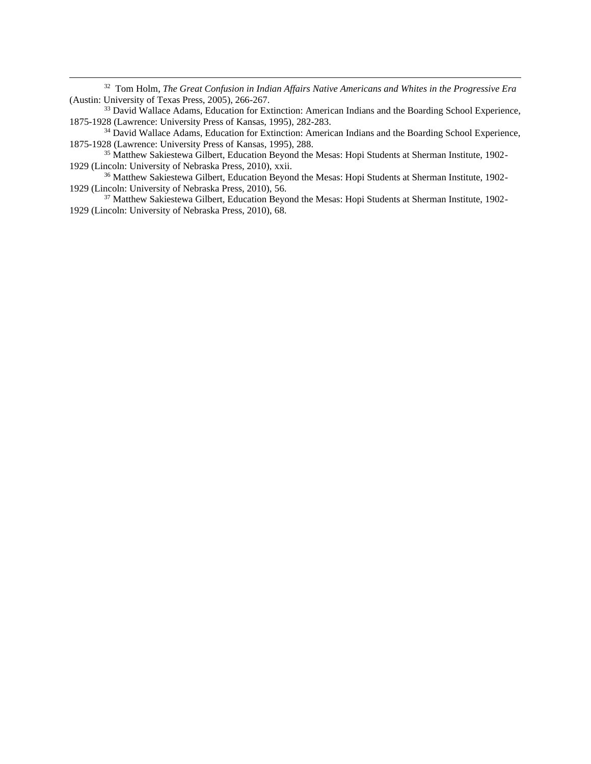[32] Tom Holm, *The Great Confusion in Indian Affairs Native Americans and Whites in the Progressive Era* (Austin: University of Texas Press, 2005), 266-267.

[33] David Wallace Adams, Education for Extinction: American Indians and the Boarding School Experience, 1875-1928 (Lawrence: University Press of Kansas, 1995), 282-283.

[34] David Wallace Adams, Education for Extinction: American Indians and the Boarding School Experience, 1875-1928 (Lawrence: University Press of Kansas, 1995), 288.

[35] Matthew Sakiestewa Gilbert, Education Beyond the Mesas: Hopi Students at Sherman Institute, 1902-1929 (Lincoln: University of Nebraska Press, 2010), xxii.

[36] Matthew Sakiestewa Gilbert, Education Beyond the Mesas: Hopi Students at Sherman Institute, 1902-1929 (Lincoln: University of Nebraska Press, 2010), 56.

[37] Matthew Sakiestewa Gilbert, Education Beyond the Mesas: Hopi Students at Sherman Institute, 1902-1929 (Lincoln: University of Nebraska Press, 2010), 68.